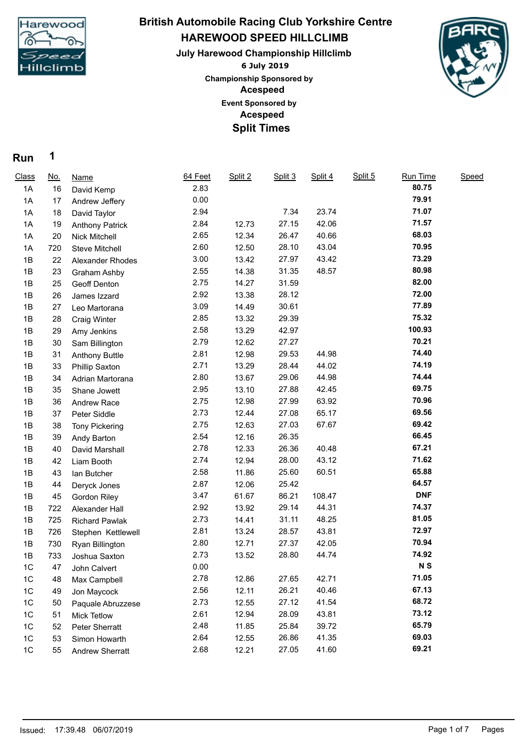# British Automobile Racing Club Yorkshire Centre

## HAREWOOD SPEED HILLCLIMB

### July Harewood Championship Hillclimb

**6 July 2019**

**Championship Sponsored by**

**Acespeed**

**Event Sponsored by**

**Acespeed**

## Split Times

**Run 1**

| Class | No. | Name | 64 Feet | Split 2 | Split 3 | Split 4 | Split 5 | Run Time | Speed |
|---|---|---|---|---|---|---|---|---|---|
| 1A | 16 | David Kemp | 2.83 | | | | | **80.75** | |
| 1A | 17 | Andrew Jeffery | 0.00 | | | | | **79.91** | |
| 1A | 18 | David Taylor | 2.94 | | 7.34 | 23.74 | | **71.07** | |
| 1A | 19 | Anthony Patrick | 2.84 | 12.73 | 27.15 | 42.06 | | **71.57** | |
| 1A | 20 | Nick Mitchell | 2.65 | 12.34 | 26.47 | 40.66 | | **68.03** | |
| 1A | 720 | Steve Mitchell | 2.60 | 12.50 | 28.10 | 43.04 | | **70.95** | |
| 1B | 22 | Alexander Rhodes | 3.00 | 13.42 | 27.97 | 43.42 | | **73.29** | |
| 1B | 23 | Graham Ashby | 2.55 | 14.38 | 31.35 | 48.57 | | **80.98** | |
| 1B | 25 | Geoff Denton | 2.75 | 14.27 | 31.59 | | | **82.00** | |
| 1B | 26 | James Izzard | 2.92 | 13.38 | 28.12 | | | **72.00** | |
| 1B | 27 | Leo Martorana | 3.09 | 14.49 | 30.61 | | | **77.89** | |
| 1B | 28 | Craig Winter | 2.85 | 13.32 | 29.39 | | | **75.32** | |
| 1B | 29 | Amy Jenkins | 2.58 | 13.29 | 42.97 | | | **100.93** | |
| 1B | 30 | Sam Billington | 2.79 | 12.62 | 27.27 | | | **70.21** | |
| 1B | 31 | Anthony Buttle | 2.81 | 12.98 | 29.53 | 44.98 | | **74.40** | |
| 1B | 33 | Phillip Saxton | 2.71 | 13.29 | 28.44 | 44.02 | | **74.19** | |
| 1B | 34 | Adrian Martorana | 2.80 | 13.67 | 29.06 | 44.98 | | **74.44** | |
| 1B | 35 | Shane Jowett | 2.95 | 13.10 | 27.88 | 42.45 | | **69.75** | |
| 1B | 36 | Andrew Race | 2.75 | 12.98 | 27.99 | 63.92 | | **70.96** | |
| 1B | 37 | Peter Siddle | 2.73 | 12.44 | 27.08 | 65.17 | | **69.56** | |
| 1B | 38 | Tony Pickering | 2.75 | 12.63 | 27.03 | 67.67 | | **69.42** | |
| 1B | 39 | Andy Barton | 2.54 | 12.16 | 26.35 | | | **66.45** | |
| 1B | 40 | David Marshall | 2.78 | 12.33 | 26.36 | 40.48 | | **67.21** | |
| 1B | 42 | Liam Booth | 2.74 | 12.94 | 28.00 | 43.12 | | **71.62** | |
| 1B | 43 | Ian Butcher | 2.58 | 11.86 | 25.60 | 60.51 | | **65.88** | |
| 1B | 44 | Deryck Jones | 2.87 | 12.06 | 25.42 | | | **64.57** | |
| 1B | 45 | Gordon Riley | 3.47 | 61.67 | 86.21 | 108.47 | | **DNF** | |
| 1B | 722 | Alexander Hall | 2.92 | 13.92 | 29.14 | 44.31 | | **74.37** | |
| 1B | 725 | Richard Pawlak | 2.73 | 14.41 | 31.11 | 48.25 | | **81.05** | |
| 1B | 726 | Stephen Kettlewell | 2.81 | 13.24 | 28.57 | 43.81 | | **72.97** | |
| 1B | 730 | Ryan Billington | 2.80 | 12.71 | 27.37 | 42.05 | | **70.94** | |
| 1B | 733 | Joshua Saxton | 2.73 | 13.52 | 28.80 | 44.74 | | **74.92** | |
| 1C | 47 | John Calvert | 0.00 | | | | | **N S** | |
| 1C | 48 | Max Campbell | 2.78 | 12.86 | 27.65 | 42.71 | | **71.05** | |
| 1C | 49 | Jon Maycock | 2.56 | 12.11 | 26.21 | 40.46 | | **67.13** | |
| 1C | 50 | Paquale Abruzzese | 2.73 | 12.55 | 27.12 | 41.54 | | **68.72** | |
| 1C | 51 | Mick Tetlow | 2.61 | 12.94 | 28.09 | 43.81 | | **73.12** | |
| 1C | 52 | Peter Sherratt | 2.48 | 11.85 | 25.84 | 39.72 | | **65.79** | |
| 1C | 53 | Simon Howarth | 2.64 | 12.55 | 26.86 | 41.35 | | **69.03** | |
| 1C | 55 | Andrew Sherratt | 2.68 | 12.21 | 27.05 | 41.60 | | **69.21** | |

Issued: 17:39.48 06/07/2019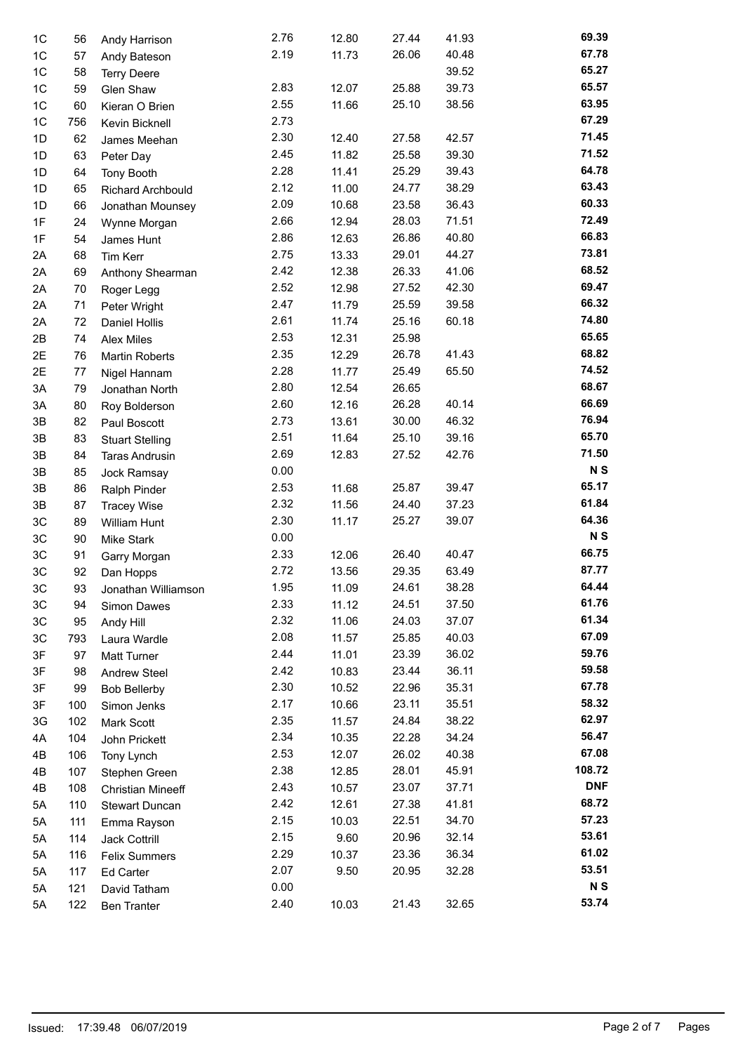| | | | | | | | |
|---|---|---|---|---|---|---|---|
| 1C | 56 | Andy Harrison | 2.76 | 12.80 | 27.44 | 41.93 | **69.39** |
| 1C | 57 | Andy Bateson | 2.19 | 11.73 | 26.06 | 40.48 | **67.78** |
| 1C | 58 | Terry Deere | | | | 39.52 | **65.27** |
| 1C | 59 | Glen Shaw | 2.83 | 12.07 | 25.88 | 39.73 | **65.57** |
| 1C | 60 | Kieran O Brien | 2.55 | 11.66 | 25.10 | 38.56 | **63.95** |
| 1C | 756 | Kevin Bicknell | 2.73 | | | | **67.29** |
| 1D | 62 | James Meehan | 2.30 | 12.40 | 27.58 | 42.57 | **71.45** |
| 1D | 63 | Peter Day | 2.45 | 11.82 | 25.58 | 39.30 | **71.52** |
| 1D | 64 | Tony Booth | 2.28 | 11.41 | 25.29 | 39.43 | **64.78** |
| 1D | 65 | Richard Archbould | 2.12 | 11.00 | 24.77 | 38.29 | **63.43** |
| 1D | 66 | Jonathan Mounsey | 2.09 | 10.68 | 23.58 | 36.43 | **60.33** |
| 1F | 24 | Wynne Morgan | 2.66 | 12.94 | 28.03 | 71.51 | **72.49** |
| 1F | 54 | James Hunt | 2.86 | 12.63 | 26.86 | 40.80 | **66.83** |
| 2A | 68 | Tim Kerr | 2.75 | 13.33 | 29.01 | 44.27 | **73.81** |
| 2A | 69 | Anthony Shearman | 2.42 | 12.38 | 26.33 | 41.06 | **68.52** |
| 2A | 70 | Roger Legg | 2.52 | 12.98 | 27.52 | 42.30 | **69.47** |
| 2A | 71 | Peter Wright | 2.47 | 11.79 | 25.59 | 39.58 | **66.32** |
| 2A | 72 | Daniel Hollis | 2.61 | 11.74 | 25.16 | 60.18 | **74.80** |
| 2B | 74 | Alex Miles | 2.53 | 12.31 | 25.98 | | **65.65** |
| 2E | 76 | Martin Roberts | 2.35 | 12.29 | 26.78 | 41.43 | **68.82** |
| 2E | 77 | Nigel Hannam | 2.28 | 11.77 | 25.49 | 65.50 | **74.52** |
| 3A | 79 | Jonathan North | 2.80 | 12.54 | 26.65 | | **68.67** |
| 3A | 80 | Roy Bolderson | 2.60 | 12.16 | 26.28 | 40.14 | **66.69** |
| 3B | 82 | Paul Boscott | 2.73 | 13.61 | 30.00 | 46.32 | **76.94** |
| 3B | 83 | Stuart Stelling | 2.51 | 11.64 | 25.10 | 39.16 | **65.70** |
| 3B | 84 | Taras Andrusin | 2.69 | 12.83 | 27.52 | 42.76 | **71.50** |
| 3B | 85 | Jock Ramsay | 0.00 | | | | **N S** |
| 3B | 86 | Ralph Pinder | 2.53 | 11.68 | 25.87 | 39.47 | **65.17** |
| 3B | 87 | Tracey Wise | 2.32 | 11.56 | 24.40 | 37.23 | **61.84** |
| 3C | 89 | William Hunt | 2.30 | 11.17 | 25.27 | 39.07 | **64.36** |
| 3C | 90 | Mike Stark | 0.00 | | | | **N S** |
| 3C | 91 | Garry Morgan | 2.33 | 12.06 | 26.40 | 40.47 | **66.75** |
| 3C | 92 | Dan Hopps | 2.72 | 13.56 | 29.35 | 63.49 | **87.77** |
| 3C | 93 | Jonathan Williamson | 1.95 | 11.09 | 24.61 | 38.28 | **64.44** |
| 3C | 94 | Simon Dawes | 2.33 | 11.12 | 24.51 | 37.50 | **61.76** |
| 3C | 95 | Andy Hill | 2.32 | 11.06 | 24.03 | 37.07 | **61.34** |
| 3C | 793 | Laura Wardle | 2.08 | 11.57 | 25.85 | 40.03 | **67.09** |
| 3F | 97 | Matt Turner | 2.44 | 11.01 | 23.39 | 36.02 | **59.76** |
| 3F | 98 | Andrew Steel | 2.42 | 10.83 | 23.44 | 36.11 | **59.58** |
| 3F | 99 | Bob Bellerby | 2.30 | 10.52 | 22.96 | 35.31 | **67.78** |
| 3F | 100 | Simon Jenks | 2.17 | 10.66 | 23.11 | 35.51 | **58.32** |
| 3G | 102 | Mark Scott | 2.35 | 11.57 | 24.84 | 38.22 | **62.97** |
| 4A | 104 | John Prickett | 2.34 | 10.35 | 22.28 | 34.24 | **56.47** |
| 4B | 106 | Tony Lynch | 2.53 | 12.07 | 26.02 | 40.38 | **67.08** |
| 4B | 107 | Stephen Green | 2.38 | 12.85 | 28.01 | 45.91 | **108.72** |
| 4B | 108 | Christian Mineeff | 2.43 | 10.57 | 23.07 | 37.71 | **DNF** |
| 5A | 110 | Stewart Duncan | 2.42 | 12.61 | 27.38 | 41.81 | **68.72** |
| 5A | 111 | Emma Rayson | 2.15 | 10.03 | 22.51 | 34.70 | **57.23** |
| 5A | 114 | Jack Cottrill | 2.15 | 9.60 | 20.96 | 32.14 | **53.61** |
| 5A | 116 | Felix Summers | 2.29 | 10.37 | 23.36 | 36.34 | **61.02** |
| 5A | 117 | Ed Carter | 2.07 | 9.50 | 20.95 | 32.28 | **53.51** |
| 5A | 121 | David Tatham | 0.00 | | | | **N S** |
| 5A | 122 | Ben Tranter | 2.40 | 10.03 | 21.43 | 32.65 | **53.74** |

Issued: 17:39.48 06/07/2019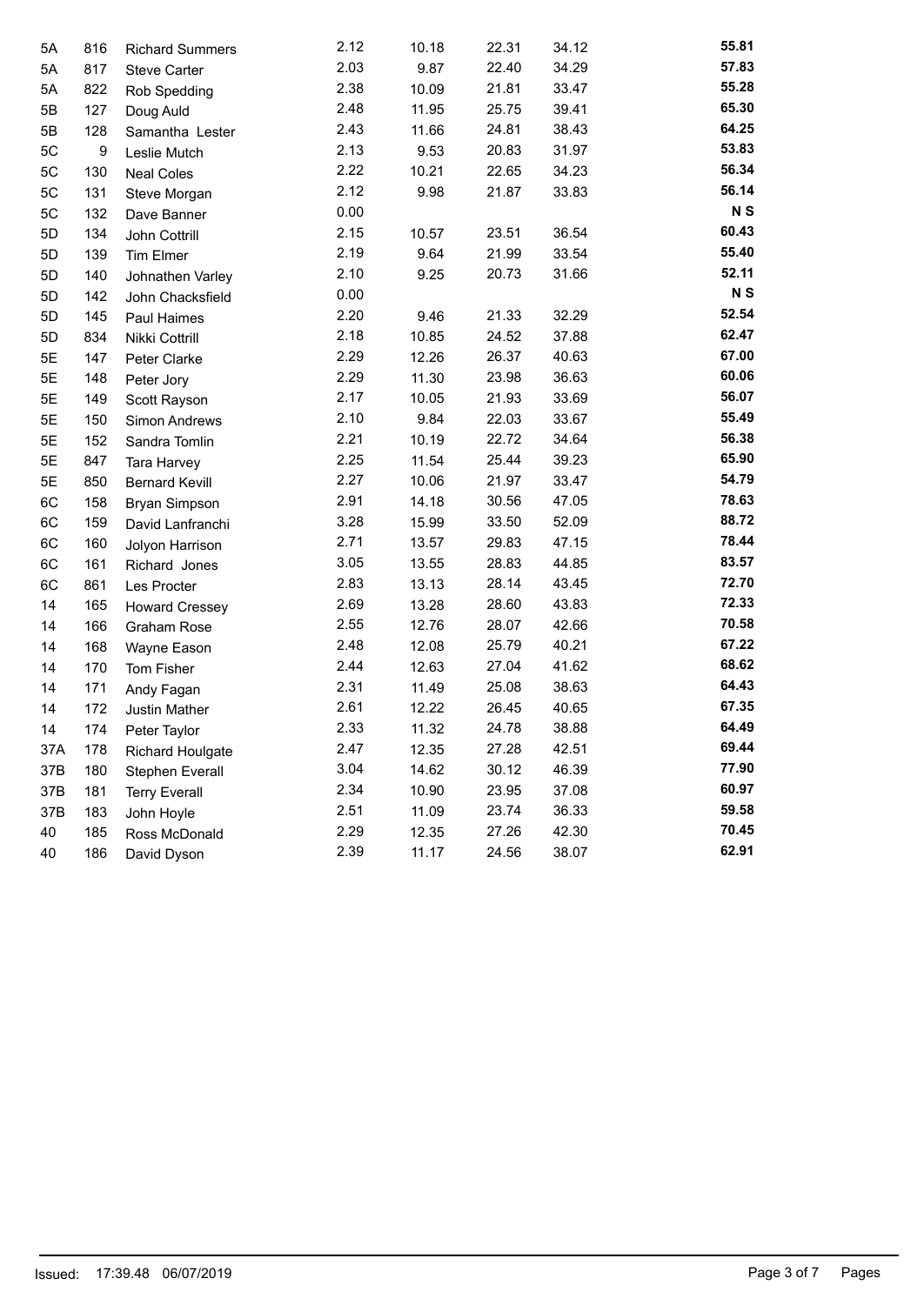| | | | | | | | |
|---|---|---|---|---|---|---|---|
| 5A | 816 | Richard Summers | 2.12 | 10.18 | 22.31 | 34.12 | **55.81** |
| 5A | 817 | Steve Carter | 2.03 | 9.87 | 22.40 | 34.29 | **57.83** |
| 5A | 822 | Rob Spedding | 2.38 | 10.09 | 21.81 | 33.47 | **55.28** |
| 5B | 127 | Doug Auld | 2.48 | 11.95 | 25.75 | 39.41 | **65.30** |
| 5B | 128 | Samantha Lester | 2.43 | 11.66 | 24.81 | 38.43 | **64.25** |
| 5C | 9 | Leslie Mutch | 2.13 | 9.53 | 20.83 | 31.97 | **53.83** |
| 5C | 130 | Neal Coles | 2.22 | 10.21 | 22.65 | 34.23 | **56.34** |
| 5C | 131 | Steve Morgan | 2.12 | 9.98 | 21.87 | 33.83 | **56.14** |
| 5C | 132 | Dave Banner | 0.00 | | | | **N S** |
| 5D | 134 | John Cottrill | 2.15 | 10.57 | 23.51 | 36.54 | **60.43** |
| 5D | 139 | Tim Elmer | 2.19 | 9.64 | 21.99 | 33.54 | **55.40** |
| 5D | 140 | Johnathen Varley | 2.10 | 9.25 | 20.73 | 31.66 | **52.11** |
| 5D | 142 | John Chacksfield | 0.00 | | | | **N S** |
| 5D | 145 | Paul Haimes | 2.20 | 9.46 | 21.33 | 32.29 | **52.54** |
| 5D | 834 | Nikki Cottrill | 2.18 | 10.85 | 24.52 | 37.88 | **62.47** |
| 5E | 147 | Peter Clarke | 2.29 | 12.26 | 26.37 | 40.63 | **67.00** |
| 5E | 148 | Peter Jory | 2.29 | 11.30 | 23.98 | 36.63 | **60.06** |
| 5E | 149 | Scott Rayson | 2.17 | 10.05 | 21.93 | 33.69 | **56.07** |
| 5E | 150 | Simon Andrews | 2.10 | 9.84 | 22.03 | 33.67 | **55.49** |
| 5E | 152 | Sandra Tomlin | 2.21 | 10.19 | 22.72 | 34.64 | **56.38** |
| 5E | 847 | Tara Harvey | 2.25 | 11.54 | 25.44 | 39.23 | **65.90** |
| 5E | 850 | Bernard Kevill | 2.27 | 10.06 | 21.97 | 33.47 | **54.79** |
| 6C | 158 | Bryan Simpson | 2.91 | 14.18 | 30.56 | 47.05 | **78.63** |
| 6C | 159 | David Lanfranchi | 3.28 | 15.99 | 33.50 | 52.09 | **88.72** |
| 6C | 160 | Jolyon Harrison | 2.71 | 13.57 | 29.83 | 47.15 | **78.44** |
| 6C | 161 | Richard Jones | 3.05 | 13.55 | 28.83 | 44.85 | **83.57** |
| 6C | 861 | Les Procter | 2.83 | 13.13 | 28.14 | 43.45 | **72.70** |
| 14 | 165 | Howard Cressey | 2.69 | 13.28 | 28.60 | 43.83 | **72.33** |
| 14 | 166 | Graham Rose | 2.55 | 12.76 | 28.07 | 42.66 | **70.58** |
| 14 | 168 | Wayne Eason | 2.48 | 12.08 | 25.79 | 40.21 | **67.22** |
| 14 | 170 | Tom Fisher | 2.44 | 12.63 | 27.04 | 41.62 | **68.62** |
| 14 | 171 | Andy Fagan | 2.31 | 11.49 | 25.08 | 38.63 | **64.43** |
| 14 | 172 | Justin Mather | 2.61 | 12.22 | 26.45 | 40.65 | **67.35** |
| 14 | 174 | Peter Taylor | 2.33 | 11.32 | 24.78 | 38.88 | **64.49** |
| 37A | 178 | Richard Houlgate | 2.47 | 12.35 | 27.28 | 42.51 | **69.44** |
| 37B | 180 | Stephen Everall | 3.04 | 14.62 | 30.12 | 46.39 | **77.90** |
| 37B | 181 | Terry Everall | 2.34 | 10.90 | 23.95 | 37.08 | **60.97** |
| 37B | 183 | John Hoyle | 2.51 | 11.09 | 23.74 | 36.33 | **59.58** |
| 40 | 185 | Ross McDonald | 2.29 | 12.35 | 27.26 | 42.30 | **70.45** |
| 40 | 186 | David Dyson | 2.39 | 11.17 | 24.56 | 38.07 | **62.91** |

Issued: 17:39.48 06/07/2019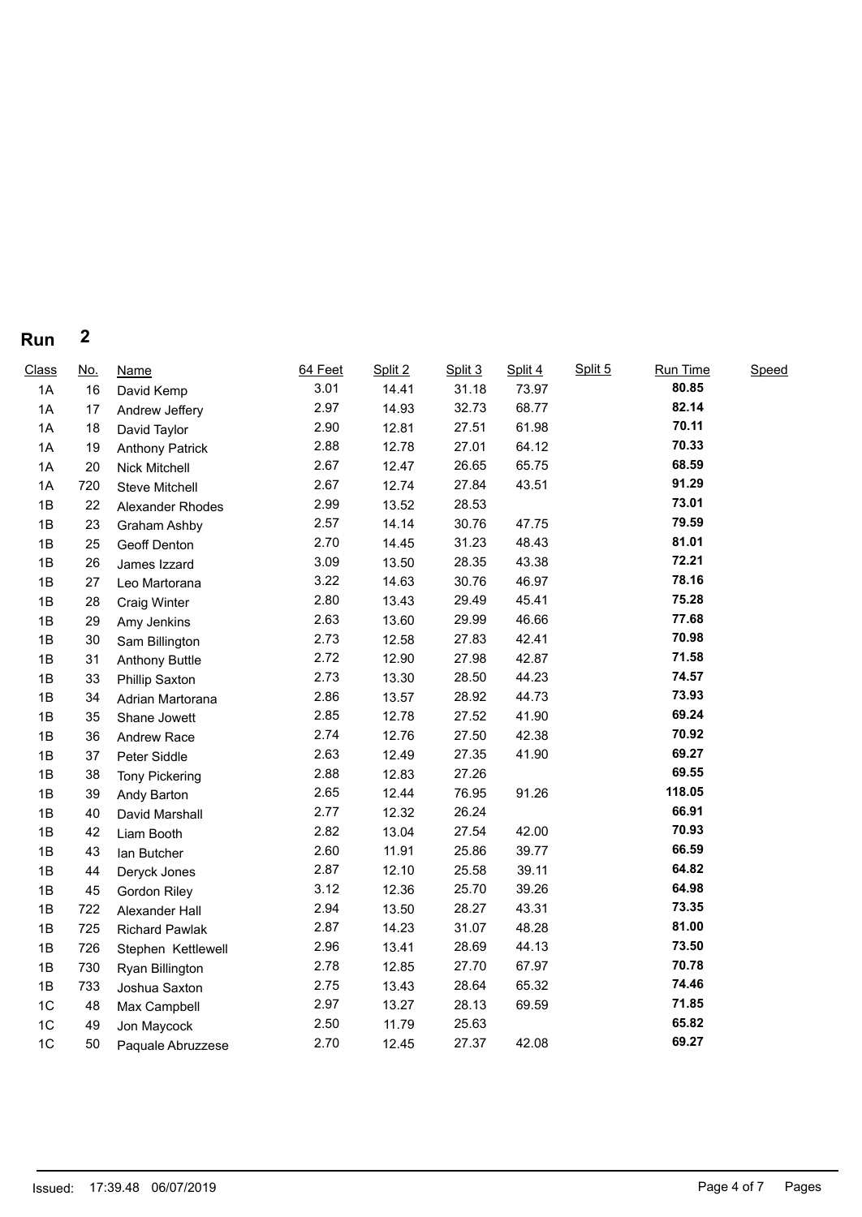## Run 2

| Class | No. | Name | 64 Feet | Split 2 | Split 3 | Split 4 | Split 5 | Run Time | Speed |
|---|---|---|---|---|---|---|---|---|---|
| 1A | 16 | David Kemp | 3.01 | 14.41 | 31.18 | 73.97 | | **80.85** | |
| 1A | 17 | Andrew Jeffery | 2.97 | 14.93 | 32.73 | 68.77 | | **82.14** | |
| 1A | 18 | David Taylor | 2.90 | 12.81 | 27.51 | 61.98 | | **70.11** | |
| 1A | 19 | Anthony Patrick | 2.88 | 12.78 | 27.01 | 64.12 | | **70.33** | |
| 1A | 20 | Nick Mitchell | 2.67 | 12.47 | 26.65 | 65.75 | | **68.59** | |
| 1A | 720 | Steve Mitchell | 2.67 | 12.74 | 27.84 | 43.51 | | **91.29** | |
| 1B | 22 | Alexander Rhodes | 2.99 | 13.52 | 28.53 | | | **73.01** | |
| 1B | 23 | Graham Ashby | 2.57 | 14.14 | 30.76 | 47.75 | | **79.59** | |
| 1B | 25 | Geoff Denton | 2.70 | 14.45 | 31.23 | 48.43 | | **81.01** | |
| 1B | 26 | James Izzard | 3.09 | 13.50 | 28.35 | 43.38 | | **72.21** | |
| 1B | 27 | Leo Martorana | 3.22 | 14.63 | 30.76 | 46.97 | | **78.16** | |
| 1B | 28 | Craig Winter | 2.80 | 13.43 | 29.49 | 45.41 | | **75.28** | |
| 1B | 29 | Amy Jenkins | 2.63 | 13.60 | 29.99 | 46.66 | | **77.68** | |
| 1B | 30 | Sam Billington | 2.73 | 12.58 | 27.83 | 42.41 | | **70.98** | |
| 1B | 31 | Anthony Buttle | 2.72 | 12.90 | 27.98 | 42.87 | | **71.58** | |
| 1B | 33 | Phillip Saxton | 2.73 | 13.30 | 28.50 | 44.23 | | **74.57** | |
| 1B | 34 | Adrian Martorana | 2.86 | 13.57 | 28.92 | 44.73 | | **73.93** | |
| 1B | 35 | Shane Jowett | 2.85 | 12.78 | 27.52 | 41.90 | | **69.24** | |
| 1B | 36 | Andrew Race | 2.74 | 12.76 | 27.50 | 42.38 | | **70.92** | |
| 1B | 37 | Peter Siddle | 2.63 | 12.49 | 27.35 | 41.90 | | **69.27** | |
| 1B | 38 | Tony Pickering | 2.88 | 12.83 | 27.26 | | | **69.55** | |
| 1B | 39 | Andy Barton | 2.65 | 12.44 | 76.95 | 91.26 | | **118.05** | |
| 1B | 40 | David Marshall | 2.77 | 12.32 | 26.24 | | | **66.91** | |
| 1B | 42 | Liam Booth | 2.82 | 13.04 | 27.54 | 42.00 | | **70.93** | |
| 1B | 43 | Ian Butcher | 2.60 | 11.91 | 25.86 | 39.77 | | **66.59** | |
| 1B | 44 | Deryck Jones | 2.87 | 12.10 | 25.58 | 39.11 | | **64.82** | |
| 1B | 45 | Gordon Riley | 3.12 | 12.36 | 25.70 | 39.26 | | **64.98** | |
| 1B | 722 | Alexander Hall | 2.94 | 13.50 | 28.27 | 43.31 | | **73.35** | |
| 1B | 725 | Richard Pawlak | 2.87 | 14.23 | 31.07 | 48.28 | | **81.00** | |
| 1B | 726 | Stephen Kettlewell | 2.96 | 13.41 | 28.69 | 44.13 | | **73.50** | |
| 1B | 730 | Ryan Billington | 2.78 | 12.85 | 27.70 | 67.97 | | **70.78** | |
| 1B | 733 | Joshua Saxton | 2.75 | 13.43 | 28.64 | 65.32 | | **74.46** | |
| 1C | 48 | Max Campbell | 2.97 | 13.27 | 28.13 | 69.59 | | **71.85** | |
| 1C | 49 | Jon Maycock | 2.50 | 11.79 | 25.63 | | | **65.82** | |
| 1C | 50 | Paquale Abruzzese | 2.70 | 12.45 | 27.37 | 42.08 | | **69.27** | |

Issued: 17:39.48 06/07/2019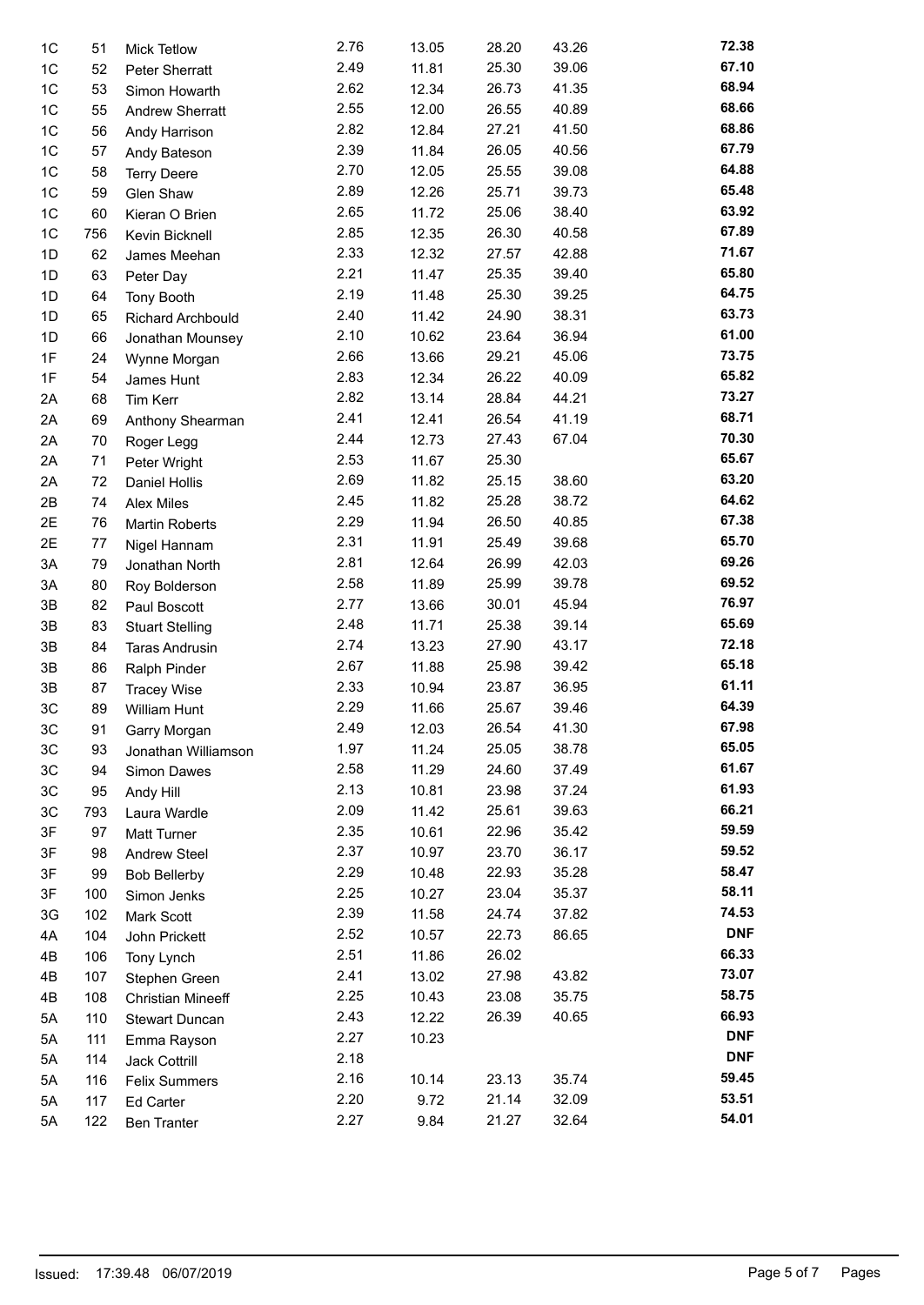| | | | | | | | |
|---|---|---|---|---|---|---|---|
| 1C | 51 | Mick Tetlow | 2.76 | 13.05 | 28.20 | 43.26 | **72.38** |
| 1C | 52 | Peter Sherratt | 2.49 | 11.81 | 25.30 | 39.06 | **67.10** |
| 1C | 53 | Simon Howarth | 2.62 | 12.34 | 26.73 | 41.35 | **68.94** |
| 1C | 55 | Andrew Sherratt | 2.55 | 12.00 | 26.55 | 40.89 | **68.66** |
| 1C | 56 | Andy Harrison | 2.82 | 12.84 | 27.21 | 41.50 | **68.86** |
| 1C | 57 | Andy Bateson | 2.39 | 11.84 | 26.05 | 40.56 | **67.79** |
| 1C | 58 | Terry Deere | 2.70 | 12.05 | 25.55 | 39.08 | **64.88** |
| 1C | 59 | Glen Shaw | 2.89 | 12.26 | 25.71 | 39.73 | **65.48** |
| 1C | 60 | Kieran O Brien | 2.65 | 11.72 | 25.06 | 38.40 | **63.92** |
| 1C | 756 | Kevin Bicknell | 2.85 | 12.35 | 26.30 | 40.58 | **67.89** |
| 1D | 62 | James Meehan | 2.33 | 12.32 | 27.57 | 42.88 | **71.67** |
| 1D | 63 | Peter Day | 2.21 | 11.47 | 25.35 | 39.40 | **65.80** |
| 1D | 64 | Tony Booth | 2.19 | 11.48 | 25.30 | 39.25 | **64.75** |
| 1D | 65 | Richard Archbould | 2.40 | 11.42 | 24.90 | 38.31 | **63.73** |
| 1D | 66 | Jonathan Mounsey | 2.10 | 10.62 | 23.64 | 36.94 | **61.00** |
| 1F | 24 | Wynne Morgan | 2.66 | 13.66 | 29.21 | 45.06 | **73.75** |
| 1F | 54 | James Hunt | 2.83 | 12.34 | 26.22 | 40.09 | **65.82** |
| 2A | 68 | Tim Kerr | 2.82 | 13.14 | 28.84 | 44.21 | **73.27** |
| 2A | 69 | Anthony Shearman | 2.41 | 12.41 | 26.54 | 41.19 | **68.71** |
| 2A | 70 | Roger Legg | 2.44 | 12.73 | 27.43 | 67.04 | **70.30** |
| 2A | 71 | Peter Wright | 2.53 | 11.67 | 25.30 | | **65.67** |
| 2A | 72 | Daniel Hollis | 2.69 | 11.82 | 25.15 | 38.60 | **63.20** |
| 2B | 74 | Alex Miles | 2.45 | 11.82 | 25.28 | 38.72 | **64.62** |
| 2E | 76 | Martin Roberts | 2.29 | 11.94 | 26.50 | 40.85 | **67.38** |
| 2E | 77 | Nigel Hannam | 2.31 | 11.91 | 25.49 | 39.68 | **65.70** |
| 3A | 79 | Jonathan North | 2.81 | 12.64 | 26.99 | 42.03 | **69.26** |
| 3A | 80 | Roy Bolderson | 2.58 | 11.89 | 25.99 | 39.78 | **69.52** |
| 3B | 82 | Paul Boscott | 2.77 | 13.66 | 30.01 | 45.94 | **76.97** |
| 3B | 83 | Stuart Stelling | 2.48 | 11.71 | 25.38 | 39.14 | **65.69** |
| 3B | 84 | Taras Andrusin | 2.74 | 13.23 | 27.90 | 43.17 | **72.18** |
| 3B | 86 | Ralph Pinder | 2.67 | 11.88 | 25.98 | 39.42 | **65.18** |
| 3B | 87 | Tracey Wise | 2.33 | 10.94 | 23.87 | 36.95 | **61.11** |
| 3C | 89 | William Hunt | 2.29 | 11.66 | 25.67 | 39.46 | **64.39** |
| 3C | 91 | Garry Morgan | 2.49 | 12.03 | 26.54 | 41.30 | **67.98** |
| 3C | 93 | Jonathan Williamson | 1.97 | 11.24 | 25.05 | 38.78 | **65.05** |
| 3C | 94 | Simon Dawes | 2.58 | 11.29 | 24.60 | 37.49 | **61.67** |
| 3C | 95 | Andy Hill | 2.13 | 10.81 | 23.98 | 37.24 | **61.93** |
| 3C | 793 | Laura Wardle | 2.09 | 11.42 | 25.61 | 39.63 | **66.21** |
| 3F | 97 | Matt Turner | 2.35 | 10.61 | 22.96 | 35.42 | **59.59** |
| 3F | 98 | Andrew Steel | 2.37 | 10.97 | 23.70 | 36.17 | **59.52** |
| 3F | 99 | Bob Bellerby | 2.29 | 10.48 | 22.93 | 35.28 | **58.47** |
| 3F | 100 | Simon Jenks | 2.25 | 10.27 | 23.04 | 35.37 | **58.11** |
| 3G | 102 | Mark Scott | 2.39 | 11.58 | 24.74 | 37.82 | **74.53** |
| 4A | 104 | John Prickett | 2.52 | 10.57 | 22.73 | 86.65 | **DNF** |
| 4B | 106 | Tony Lynch | 2.51 | 11.86 | 26.02 | | **66.33** |
| 4B | 107 | Stephen Green | 2.41 | 13.02 | 27.98 | 43.82 | **73.07** |
| 4B | 108 | Christian Mineeff | 2.25 | 10.43 | 23.08 | 35.75 | **58.75** |
| 5A | 110 | Stewart Duncan | 2.43 | 12.22 | 26.39 | 40.65 | **66.93** |
| 5A | 111 | Emma Rayson | 2.27 | 10.23 | | | **DNF** |
| 5A | 114 | Jack Cottrill | 2.18 | | | | **DNF** |
| 5A | 116 | Felix Summers | 2.16 | 10.14 | 23.13 | 35.74 | **59.45** |
| 5A | 117 | Ed Carter | 2.20 | 9.72 | 21.14 | 32.09 | **53.51** |
| 5A | 122 | Ben Tranter | 2.27 | 9.84 | 21.27 | 32.64 | **54.01** |

Issued: 17:39.48 06/07/2019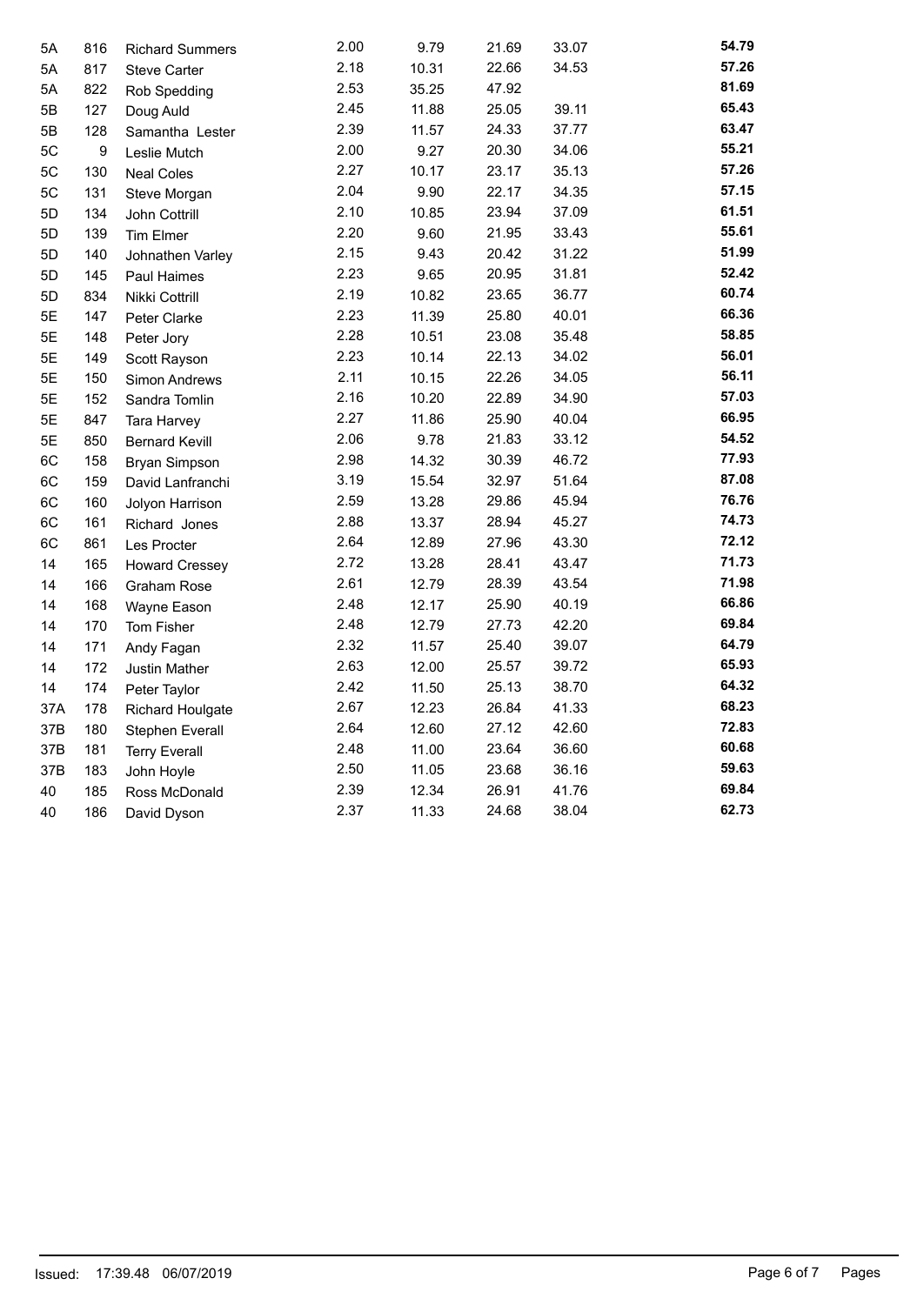| | | | | | | | |
|---|---|---|---|---|---|---|---|
| 5A | 816 | Richard Summers | 2.00 | 9.79 | 21.69 | 33.07 | **54.79** |
| 5A | 817 | Steve Carter | 2.18 | 10.31 | 22.66 | 34.53 | **57.26** |
| 5A | 822 | Rob Spedding | 2.53 | 35.25 | 47.92 | | **81.69** |
| 5B | 127 | Doug Auld | 2.45 | 11.88 | 25.05 | 39.11 | **65.43** |
| 5B | 128 | Samantha Lester | 2.39 | 11.57 | 24.33 | 37.77 | **63.47** |
| 5C | 9 | Leslie Mutch | 2.00 | 9.27 | 20.30 | 34.06 | **55.21** |
| 5C | 130 | Neal Coles | 2.27 | 10.17 | 23.17 | 35.13 | **57.26** |
| 5C | 131 | Steve Morgan | 2.04 | 9.90 | 22.17 | 34.35 | **57.15** |
| 5D | 134 | John Cottrill | 2.10 | 10.85 | 23.94 | 37.09 | **61.51** |
| 5D | 139 | Tim Elmer | 2.20 | 9.60 | 21.95 | 33.43 | **55.61** |
| 5D | 140 | Johnathen Varley | 2.15 | 9.43 | 20.42 | 31.22 | **51.99** |
| 5D | 145 | Paul Haimes | 2.23 | 9.65 | 20.95 | 31.81 | **52.42** |
| 5D | 834 | Nikki Cottrill | 2.19 | 10.82 | 23.65 | 36.77 | **60.74** |
| 5E | 147 | Peter Clarke | 2.23 | 11.39 | 25.80 | 40.01 | **66.36** |
| 5E | 148 | Peter Jory | 2.28 | 10.51 | 23.08 | 35.48 | **58.85** |
| 5E | 149 | Scott Rayson | 2.23 | 10.14 | 22.13 | 34.02 | **56.01** |
| 5E | 150 | Simon Andrews | 2.11 | 10.15 | 22.26 | 34.05 | **56.11** |
| 5E | 152 | Sandra Tomlin | 2.16 | 10.20 | 22.89 | 34.90 | **57.03** |
| 5E | 847 | Tara Harvey | 2.27 | 11.86 | 25.90 | 40.04 | **66.95** |
| 5E | 850 | Bernard Kevill | 2.06 | 9.78 | 21.83 | 33.12 | **54.52** |
| 6C | 158 | Bryan Simpson | 2.98 | 14.32 | 30.39 | 46.72 | **77.93** |
| 6C | 159 | David Lanfranchi | 3.19 | 15.54 | 32.97 | 51.64 | **87.08** |
| 6C | 160 | Jolyon Harrison | 2.59 | 13.28 | 29.86 | 45.94 | **76.76** |
| 6C | 161 | Richard Jones | 2.88 | 13.37 | 28.94 | 45.27 | **74.73** |
| 6C | 861 | Les Procter | 2.64 | 12.89 | 27.96 | 43.30 | **72.12** |
| 14 | 165 | Howard Cressey | 2.72 | 13.28 | 28.41 | 43.47 | **71.73** |
| 14 | 166 | Graham Rose | 2.61 | 12.79 | 28.39 | 43.54 | **71.98** |
| 14 | 168 | Wayne Eason | 2.48 | 12.17 | 25.90 | 40.19 | **66.86** |
| 14 | 170 | Tom Fisher | 2.48 | 12.79 | 27.73 | 42.20 | **69.84** |
| 14 | 171 | Andy Fagan | 2.32 | 11.57 | 25.40 | 39.07 | **64.79** |
| 14 | 172 | Justin Mather | 2.63 | 12.00 | 25.57 | 39.72 | **65.93** |
| 14 | 174 | Peter Taylor | 2.42 | 11.50 | 25.13 | 38.70 | **64.32** |
| 37A | 178 | Richard Houlgate | 2.67 | 12.23 | 26.84 | 41.33 | **68.23** |
| 37B | 180 | Stephen Everall | 2.64 | 12.60 | 27.12 | 42.60 | **72.83** |
| 37B | 181 | Terry Everall | 2.48 | 11.00 | 23.64 | 36.60 | **60.68** |
| 37B | 183 | John Hoyle | 2.50 | 11.05 | 23.68 | 36.16 | **59.63** |
| 40 | 185 | Ross McDonald | 2.39 | 12.34 | 26.91 | 41.76 | **69.84** |
| 40 | 186 | David Dyson | 2.37 | 11.33 | 24.68 | 38.04 | **62.73** |

Issued: 17:39.48 06/07/2019